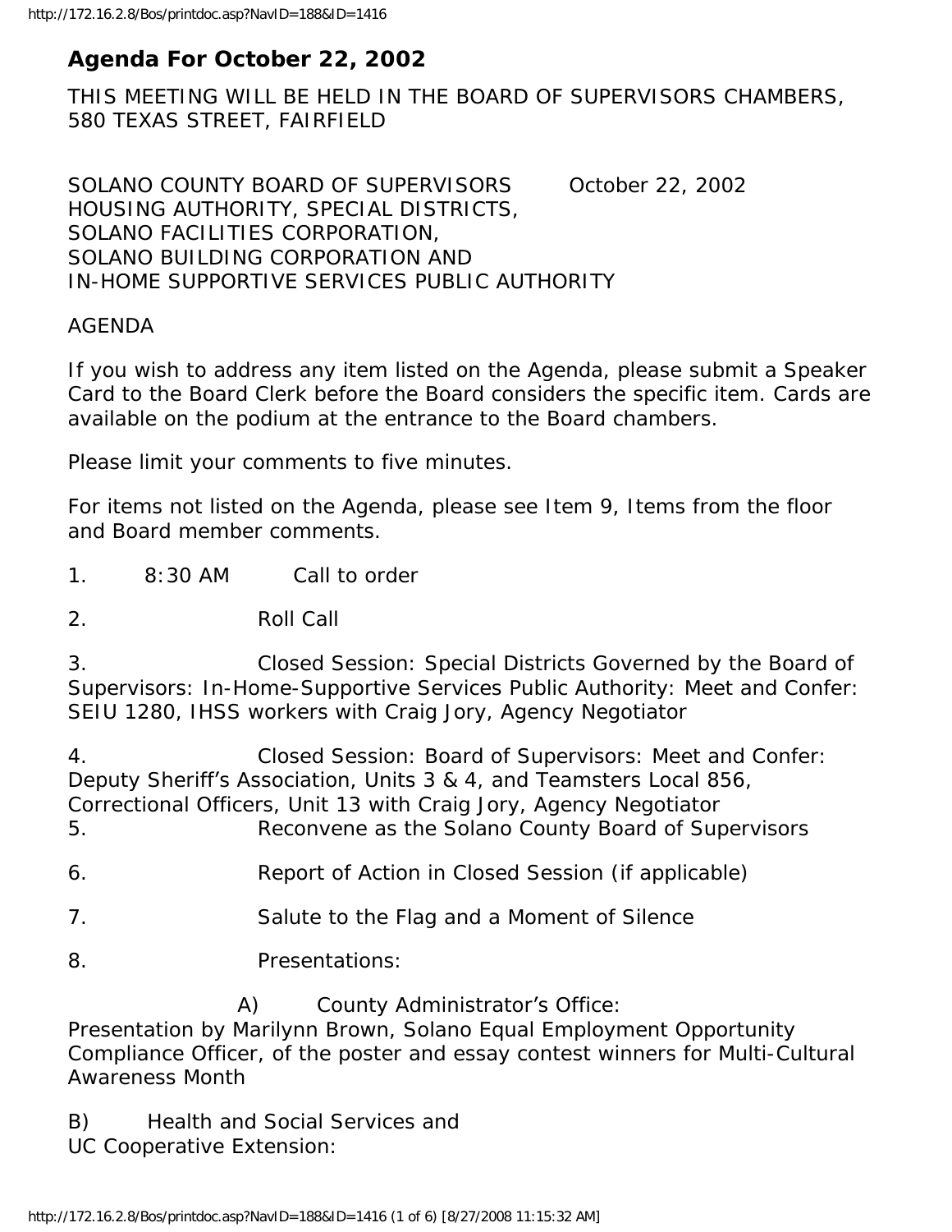# Agenda For October 22, 2002

THIS MEETING WILL BE HELD IN THE BOARD OF SUPERVISORS CHAMBERS, 580 TEXAS STREET, FAIRFIELD

SOLANO COUNTY BOARD OF SUPERVISORS October 22, 2002
HOUSING AUTHORITY, SPECIAL DISTRICTS,
SOLANO FACILITIES CORPORATION,
SOLANO BUILDING CORPORATION AND
IN-HOME SUPPORTIVE SERVICES PUBLIC AUTHORITY

AGENDA

If you wish to address any item listed on the Agenda, please submit a Speaker Card to the Board Clerk before the Board considers the specific item. Cards are available on the podium at the entrance to the Board chambers.

Please limit your comments to five minutes.

For items not listed on the Agenda, please see Item 9, Items from the floor and Board member comments.

1. 8:30 AM Call to order

2. Roll Call

3. Closed Session: Special Districts Governed by the Board of Supervisors: In-Home-Supportive Services Public Authority: Meet and Confer: SEIU 1280, IHSS workers with Craig Jory, Agency Negotiator

4. Closed Session: Board of Supervisors: Meet and Confer: Deputy Sheriff's Association, Units 3 & 4, and Teamsters Local 856, Correctional Officers, Unit 13 with Craig Jory, Agency Negotiator

5. Reconvene as the Solano County Board of Supervisors

6. Report of Action in Closed Session (if applicable)

7. Salute to the Flag and a Moment of Silence

8. Presentations:

A) County Administrator's Office:
Presentation by Marilynn Brown, Solano Equal Employment Opportunity Compliance Officer, of the poster and essay contest winners for Multi-Cultural Awareness Month

B) Health and Social Services and
UC Cooperative Extension: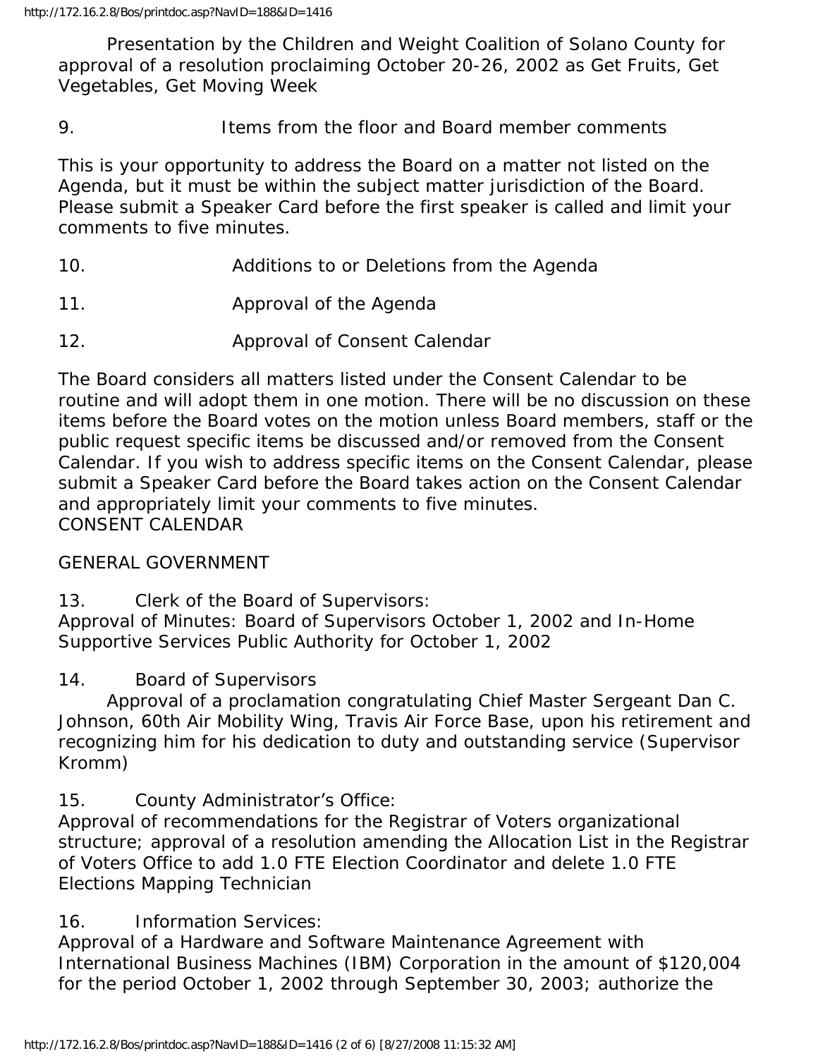Presentation by the Children and Weight Coalition of Solano County for approval of a resolution proclaiming October 20-26, 2002 as Get Fruits, Get Vegetables, Get Moving Week

9. Items from the floor and Board member comments

This is your opportunity to address the Board on a matter not listed on the Agenda, but it must be within the subject matter jurisdiction of the Board. Please submit a Speaker Card before the first speaker is called and limit your comments to five minutes.

10. Additions to or Deletions from the Agenda

11. Approval of the Agenda

12. Approval of Consent Calendar

The Board considers all matters listed under the Consent Calendar to be routine and will adopt them in one motion. There will be no discussion on these items before the Board votes on the motion unless Board members, staff or the public request specific items be discussed and/or removed from the Consent Calendar. If you wish to address specific items on the Consent Calendar, please submit a Speaker Card before the Board takes action on the Consent Calendar and appropriately limit your comments to five minutes.

CONSENT CALENDAR

GENERAL GOVERNMENT

13. Clerk of the Board of Supervisors:
Approval of Minutes: Board of Supervisors October 1, 2002 and In-Home Supportive Services Public Authority for October 1, 2002

14. Board of Supervisors
Approval of a proclamation congratulating Chief Master Sergeant Dan C. Johnson, 60th Air Mobility Wing, Travis Air Force Base, upon his retirement and recognizing him for his dedication to duty and outstanding service (Supervisor Kromm)

15. County Administrator's Office:
Approval of recommendations for the Registrar of Voters organizational structure; approval of a resolution amending the Allocation List in the Registrar of Voters Office to add 1.0 FTE Election Coordinator and delete 1.0 FTE Elections Mapping Technician

16. Information Services:
Approval of a Hardware and Software Maintenance Agreement with International Business Machines (IBM) Corporation in the amount of $120,004 for the period October 1, 2002 through September 30, 2003; authorize the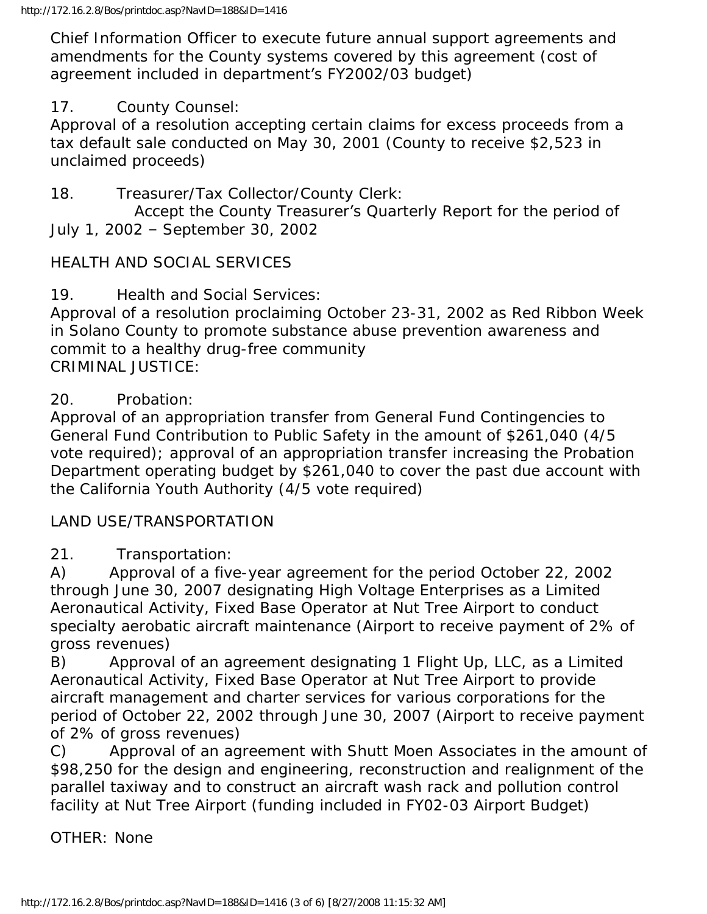Chief Information Officer to execute future annual support agreements and amendments for the County systems covered by this agreement (cost of agreement included in department's FY2002/03 budget)

17. County Counsel:
Approval of a resolution accepting certain claims for excess proceeds from a tax default sale conducted on May 30, 2001 (County to receive $2,523 in unclaimed proceeds)

18. Treasurer/Tax Collector/County Clerk:
Accept the County Treasurer's Quarterly Report for the period of July 1, 2002 – September 30, 2002

HEALTH AND SOCIAL SERVICES

19. Health and Social Services:
Approval of a resolution proclaiming October 23-31, 2002 as Red Ribbon Week in Solano County to promote substance abuse prevention awareness and commit to a healthy drug-free community
CRIMINAL JUSTICE:

20. Probation:
Approval of an appropriation transfer from General Fund Contingencies to General Fund Contribution to Public Safety in the amount of $261,040 (4/5 vote required); approval of an appropriation transfer increasing the Probation Department operating budget by $261,040 to cover the past due account with the California Youth Authority (4/5 vote required)

LAND USE/TRANSPORTATION

21. Transportation:
A) Approval of a five-year agreement for the period October 22, 2002 through June 30, 2007 designating High Voltage Enterprises as a Limited Aeronautical Activity, Fixed Base Operator at Nut Tree Airport to conduct specialty aerobatic aircraft maintenance (Airport to receive payment of 2% of gross revenues)
B) Approval of an agreement designating 1 Flight Up, LLC, as a Limited Aeronautical Activity, Fixed Base Operator at Nut Tree Airport to provide aircraft management and charter services for various corporations for the period of October 22, 2002 through June 30, 2007 (Airport to receive payment of 2% of gross revenues)
C) Approval of an agreement with Shutt Moen Associates in the amount of $98,250 for the design and engineering, reconstruction and realignment of the parallel taxiway and to construct an aircraft wash rack and pollution control facility at Nut Tree Airport (funding included in FY02-03 Airport Budget)

OTHER: None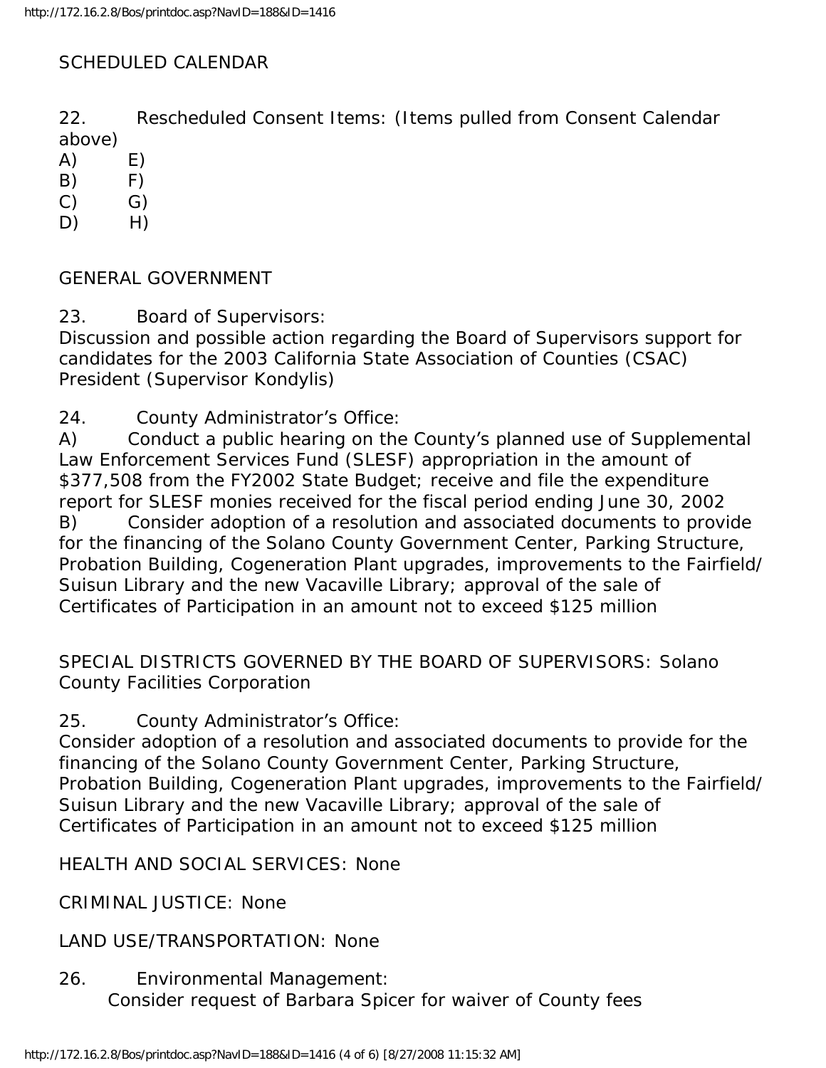SCHEDULED CALENDAR

22. Rescheduled Consent Items: (Items pulled from Consent Calendar above)

A) E)
B) F)
C) G)
D) H)

GENERAL GOVERNMENT

23. Board of Supervisors:
Discussion and possible action regarding the Board of Supervisors support for candidates for the 2003 California State Association of Counties (CSAC) President (Supervisor Kondylis)

24. County Administrator's Office:
A) Conduct a public hearing on the County's planned use of Supplemental Law Enforcement Services Fund (SLESF) appropriation in the amount of $377,508 from the FY2002 State Budget; receive and file the expenditure report for SLESF monies received for the fiscal period ending June 30, 2002
B) Consider adoption of a resolution and associated documents to provide for the financing of the Solano County Government Center, Parking Structure, Probation Building, Cogeneration Plant upgrades, improvements to the Fairfield/ Suisun Library and the new Vacaville Library; approval of the sale of Certificates of Participation in an amount not to exceed $125 million

SPECIAL DISTRICTS GOVERNED BY THE BOARD OF SUPERVISORS: Solano County Facilities Corporation

25. County Administrator's Office:
Consider adoption of a resolution and associated documents to provide for the financing of the Solano County Government Center, Parking Structure, Probation Building, Cogeneration Plant upgrades, improvements to the Fairfield/ Suisun Library and the new Vacaville Library; approval of the sale of Certificates of Participation in an amount not to exceed $125 million

HEALTH AND SOCIAL SERVICES: None

CRIMINAL JUSTICE: None

LAND USE/TRANSPORTATION: None

26. Environmental Management:
Consider request of Barbara Spicer for waiver of County fees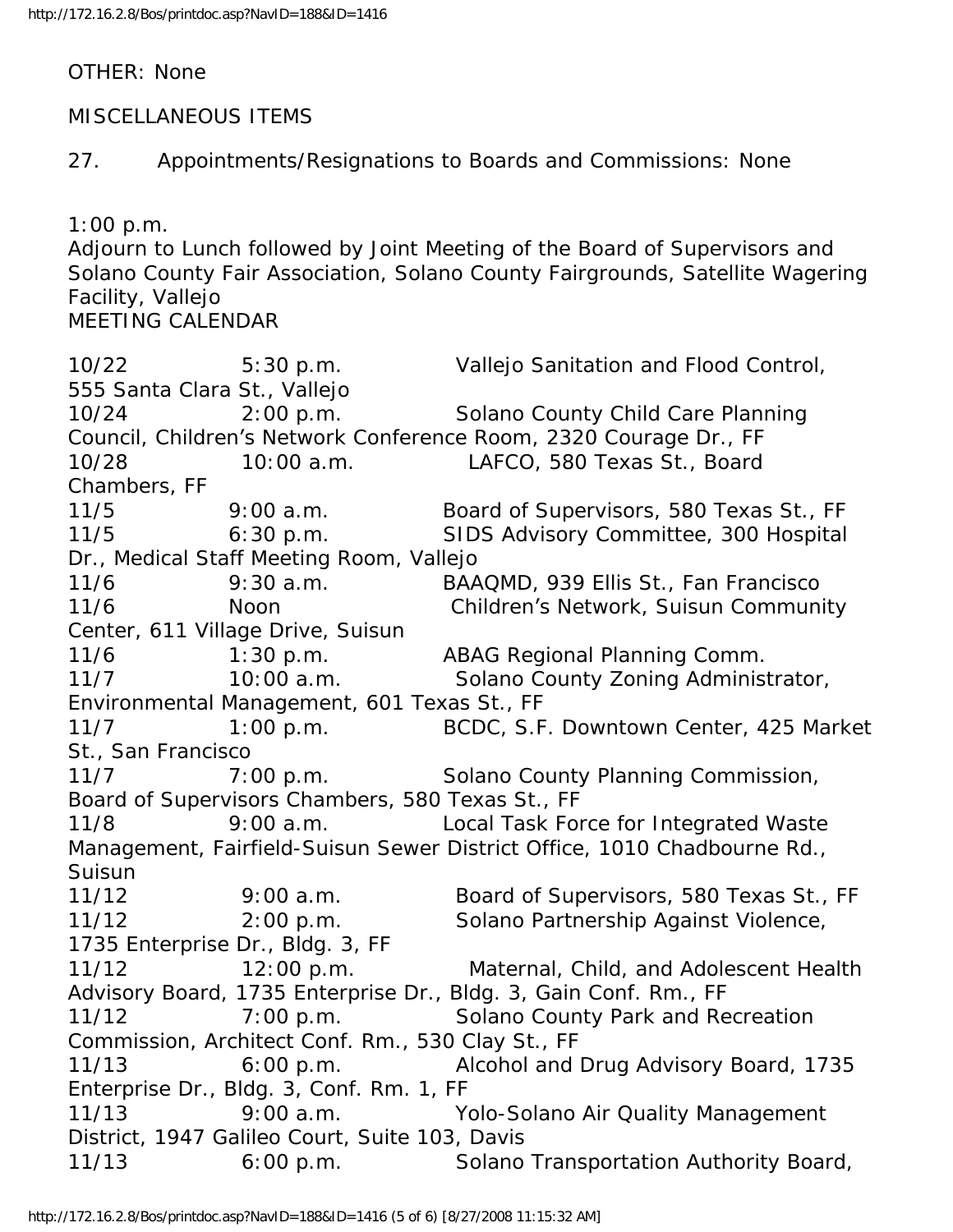OTHER: None

MISCELLANEOUS ITEMS

27. Appointments/Resignations to Boards and Commissions: None

1:00 p.m.
Adjourn to Lunch followed by Joint Meeting of the Board of Supervisors and Solano County Fair Association, Solano County Fairgrounds, Satellite Wagering Facility, Vallejo

MEETING CALENDAR

10/22 5:30 p.m. Vallejo Sanitation and Flood Control, 555 Santa Clara St., Vallejo
10/24 2:00 p.m. Solano County Child Care Planning Council, Children's Network Conference Room, 2320 Courage Dr., FF
10/28 10:00 a.m. LAFCO, 580 Texas St., Board Chambers, FF
11/5 9:00 a.m. Board of Supervisors, 580 Texas St., FF
11/5 6:30 p.m. SIDS Advisory Committee, 300 Hospital Dr., Medical Staff Meeting Room, Vallejo
11/6 9:30 a.m. BAAQMD, 939 Ellis St., Fan Francisco
11/6 Noon Children's Network, Suisun Community Center, 611 Village Drive, Suisun
11/6 1:30 p.m. ABAG Regional Planning Comm.
11/7 10:00 a.m. Solano County Zoning Administrator, Environmental Management, 601 Texas St., FF
11/7 1:00 p.m. BCDC, S.F. Downtown Center, 425 Market St., San Francisco
11/7 7:00 p.m. Solano County Planning Commission, Board of Supervisors Chambers, 580 Texas St., FF
11/8 9:00 a.m. Local Task Force for Integrated Waste Management, Fairfield-Suisun Sewer District Office, 1010 Chadbourne Rd., Suisun
11/12 9:00 a.m. Board of Supervisors, 580 Texas St., FF
11/12 2:00 p.m. Solano Partnership Against Violence, 1735 Enterprise Dr., Bldg. 3, FF
11/12 12:00 p.m. Maternal, Child, and Adolescent Health Advisory Board, 1735 Enterprise Dr., Bldg. 3, Gain Conf. Rm., FF
11/12 7:00 p.m. Solano County Park and Recreation Commission, Architect Conf. Rm., 530 Clay St., FF
11/13 6:00 p.m. Alcohol and Drug Advisory Board, 1735 Enterprise Dr., Bldg. 3, Conf. Rm. 1, FF
11/13 9:00 a.m. Yolo-Solano Air Quality Management District, 1947 Galileo Court, Suite 103, Davis
11/13 6:00 p.m. Solano Transportation Authority Board,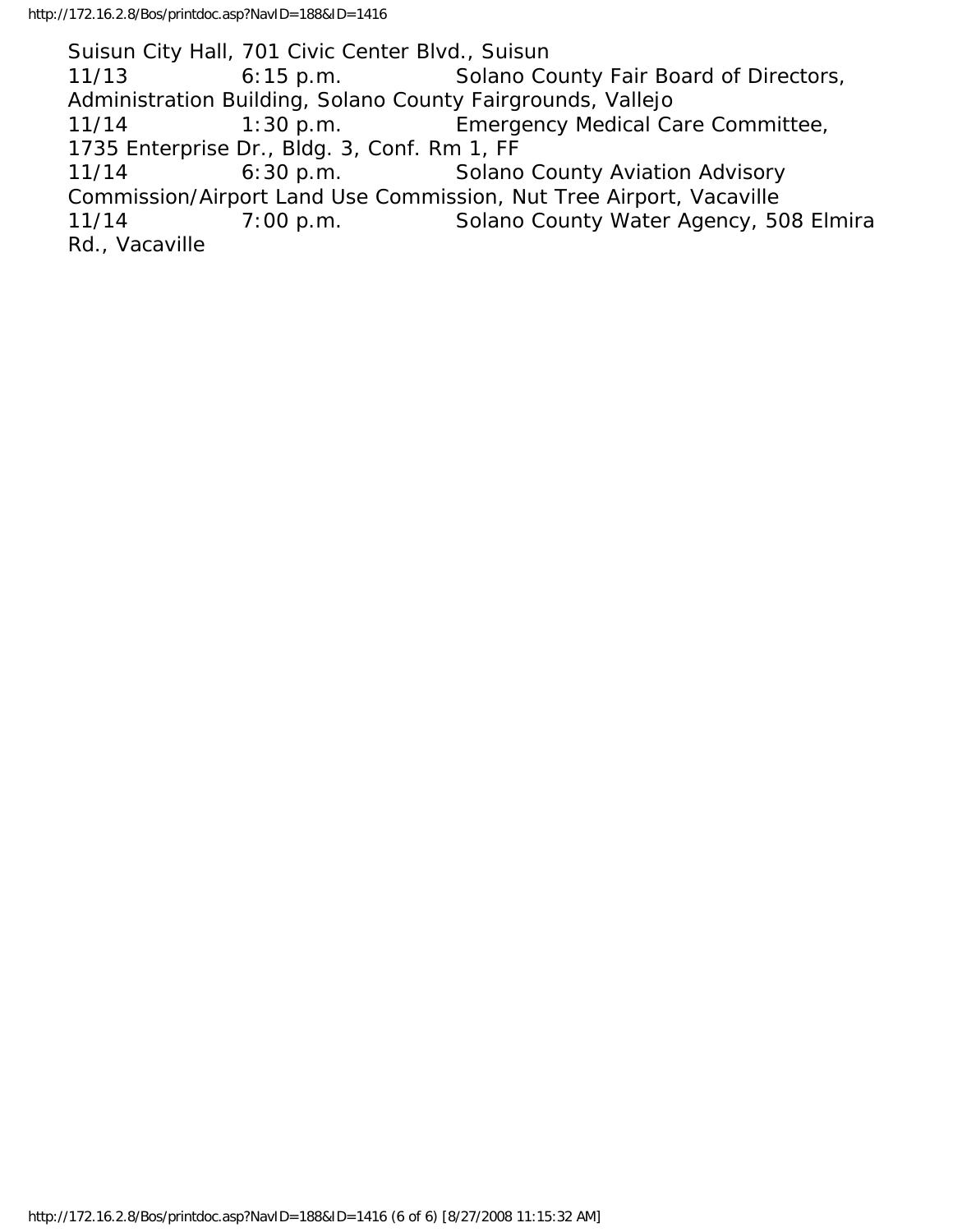Suisun City Hall, 701 Civic Center Blvd., Suisun

11/13 6:15 p.m. Solano County Fair Board of Directors, Administration Building, Solano County Fairgrounds, Vallejo

11/14 1:30 p.m. Emergency Medical Care Committee, 1735 Enterprise Dr., Bldg. 3, Conf. Rm 1, FF

11/14 6:30 p.m. Solano County Aviation Advisory Commission/Airport Land Use Commission, Nut Tree Airport, Vacaville

11/14 7:00 p.m. Solano County Water Agency, 508 Elmira Rd., Vacaville